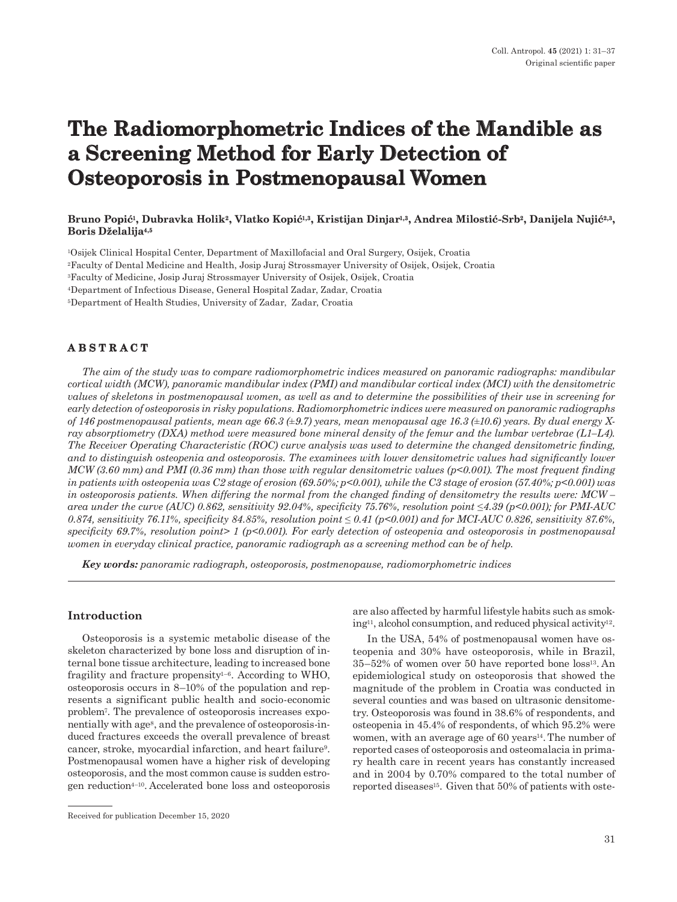# The Radiomorphometric Indices of the Mandible as a Screening Method for Early Detection of Osteoporosis in Postmenopausal Women

**Bruno Popić[1], Dubravka Holik[2], Vlatko Kopić[1,3], Kristijan Dinjar[1,3], Andrea Milostić-Srb[2], Danijela Nujić[2,3], Boris Dželalija[4,5]**

[1]Osijek Clinical Hospital Center, Department of Maxillofacial and Oral Surgery, Osijek, Croatia

[2]Faculty of Dental Medicine and Health, Josip Juraj Strossmayer University of Osijek, Osijek, Croatia

[3]Faculty of Medicine, Josip Juraj Strossmayer University of Osijek, Osijek, Croatia

[4]Department of Infectious Disease, General Hospital Zadar, Zadar, Croatia

[5]Department of Health Studies, University of Zadar, Zadar, Croatia

## ABSTRACT

*The aim of the study was to compare radiomorphometric indices measured on panoramic radiographs: mandibular cortical width (MCW), panoramic mandibular index (PMI) and mandibular cortical index (MCI) with the densitometric values of skeletons in postmenopausal women, as well as and to determine the possibilities of their use in screening for early detection of osteoporosis in risky populations. Radiomorphometric indices were measured on panoramic radiographs of 146 postmenopausal patients, mean age 66.3 (±9.7) years, mean menopausal age 16.3 (±10.6) years. By dual energy X-ray absorptiometry (DXA) method were measured bone mineral density of the femur and the lumbar vertebrae (L1–L4). The Receiver Operating Characteristic (ROC) curve analysis was used to determine the changed densitometric finding, and to distinguish osteopenia and osteoporosis. The examinees with lower densitometric values had significantly lower MCW (3.60 mm) and PMI (0.36 mm) than those with regular densitometric values ($p<0.001$). The most frequent finding in patients with osteopenia was C2 stage of erosion (69.50%; $p<0.001$), while the C3 stage of erosion (57.40%; $p<0.001$) was in osteoporosis patients. When differing the normal from the changed finding of densitometry the results were: MCW – area under the curve (AUC) 0.862, sensitivity 92.04%, specificity 75.76%, resolution point ≤4.39 ($p<0.001$); for PMI-AUC 0.874, sensitivity 76.11%, specificity 84.85%, resolution point ≤ 0.41 ($p<0.001$) and for MCI-AUC 0.826, sensitivity 87.6%, specificity 69.7%, resolution point> 1 ($p<0.001$). For early detection of osteopenia and osteoporosis in postmenopausal women in everyday clinical practice, panoramic radiograph as a screening method can be of help.*

***Key words:*** *panoramic radiograph, osteoporosis, postmenopause, radiomorphometric indices*

## Introduction

Osteoporosis is a systemic metabolic disease of the skeleton characterized by bone loss and disruption of internal bone tissue architecture, leading to increased bone fragility and fracture propensity[1–6]. According to WHO, osteoporosis occurs in 8–10% of the population and represents a significant public health and socio-economic problem[7]. The prevalence of osteoporosis increases exponentially with age[8], and the prevalence of osteoporosis-induced fractures exceeds the overall prevalence of breast cancer, stroke, myocardial infarction, and heart failure[9]. Postmenopausal women have a higher risk of developing osteoporosis, and the most common cause is sudden estrogen reduction[4–10]. Accelerated bone loss and osteoporosis are also affected by harmful lifestyle habits such as smoking[11], alcohol consumption, and reduced physical activity[12].

In the USA, 54% of postmenopausal women have osteopenia and 30% have osteoporosis, while in Brazil, 35–52% of women over 50 have reported bone loss[13]. An epidemiological study on osteoporosis that showed the magnitude of the problem in Croatia was conducted in several counties and was based on ultrasonic densitometry. Osteoporosis was found in 38.6% of respondents, and osteopenia in 45.4% of respondents, of which 95.2% were women, with an average age of 60 years[14]. The number of reported cases of osteoporosis and osteomalacia in primary health care in recent years has constantly increased and in 2004 by 0.70% compared to the total number of reported diseases[15]. Given that 50% of patients with oste-

Received for publication December 15, 2020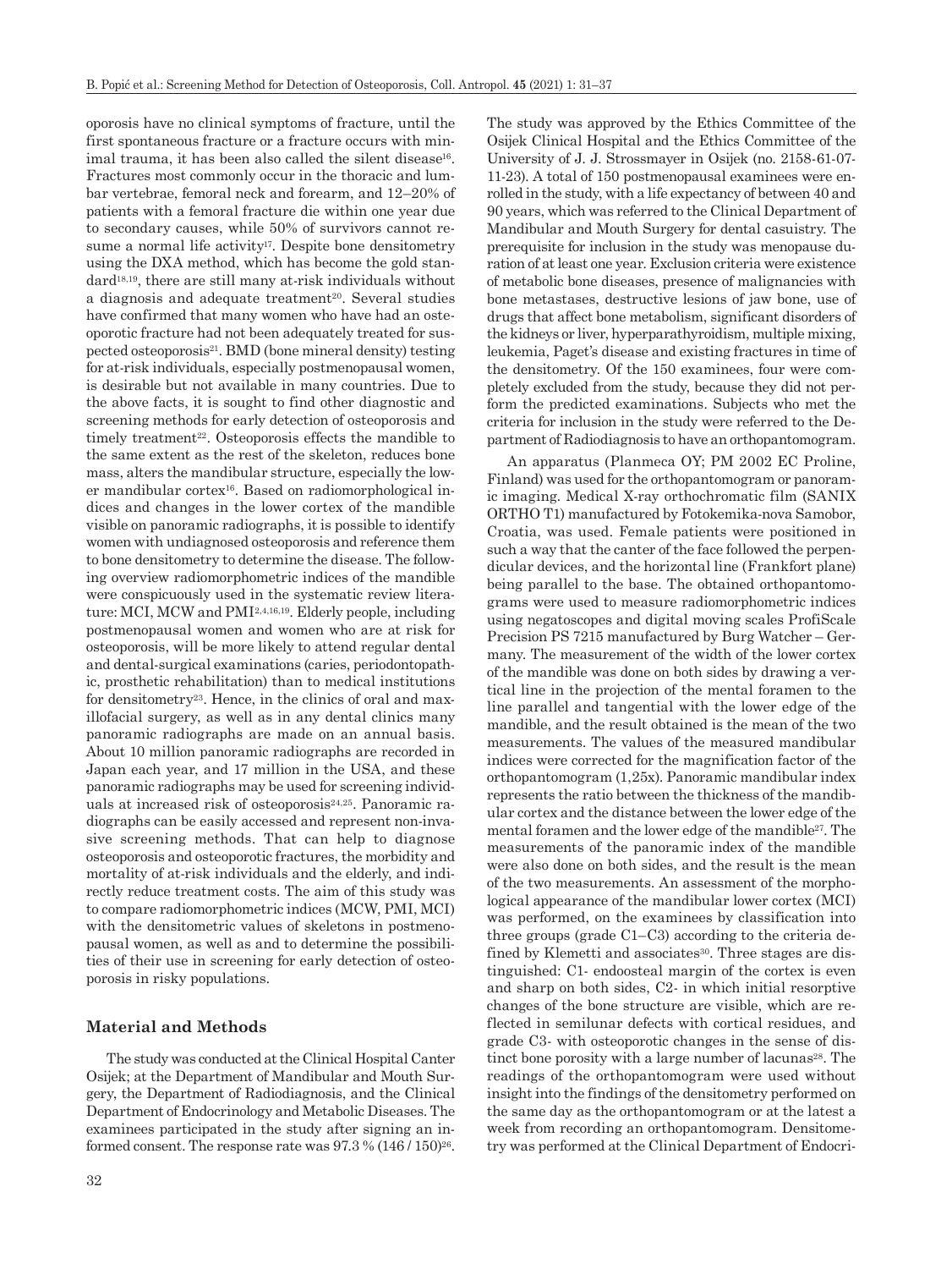oporosis have no clinical symptoms of fracture, until the first spontaneous fracture or a fracture occurs with minimal trauma, it has been also called the silent disease[16]. Fractures most commonly occur in the thoracic and lumbar vertebrae, femoral neck and forearm, and 12–20% of patients with a femoral fracture die within one year due to secondary causes, while 50% of survivors cannot resume a normal life activity[17]. Despite bone densitometry using the DXA method, which has become the gold standard[18,19], there are still many at-risk individuals without a diagnosis and adequate treatment[20]. Several studies have confirmed that many women who have had an osteoporotic fracture had not been adequately treated for suspected osteoporosis[21]. BMD (bone mineral density) testing for at-risk individuals, especially postmenopausal women, is desirable but not available in many countries. Due to the above facts, it is sought to find other diagnostic and screening methods for early detection of osteoporosis and timely treatment[22]. Osteoporosis effects the mandible to the same extent as the rest of the skeleton, reduces bone mass, alters the mandibular structure, especially the lower mandibular cortex[16]. Based on radiomorphological indices and changes in the lower cortex of the mandible visible on panoramic radiographs, it is possible to identify women with undiagnosed osteoporosis and reference them to bone densitometry to determine the disease. The following overview radiomorphometric indices of the mandible were conspicuously used in the systematic review literature: MCI, MCW and PMI[2,4,16,19]. Elderly people, including postmenopausal women and women who are at risk for osteoporosis, will be more likely to attend regular dental and dental-surgical examinations (caries, periodontopathic, prosthetic rehabilitation) than to medical institutions for densitometry[23]. Hence, in the clinics of oral and maxillofacial surgery, as well as in any dental clinics many panoramic radiographs are made on an annual basis. About 10 million panoramic radiographs are recorded in Japan each year, and 17 million in the USA, and these panoramic radiographs may be used for screening individuals at increased risk of osteoporosis[24,25]. Panoramic radiographs can be easily accessed and represent non-invasive screening methods. That can help to diagnose osteoporosis and osteoporotic fractures, the morbidity and mortality of at-risk individuals and the elderly, and indirectly reduce treatment costs. The aim of this study was to compare radiomorphometric indices (MCW, PMI, MCI) with the densitometric values of skeletons in postmenopausal women, as well as and to determine the possibilities of their use in screening for early detection of osteoporosis in risky populations.

## Material and Methods

The study was conducted at the Clinical Hospital Canter Osijek; at the Department of Mandibular and Mouth Surgery, the Department of Radiodiagnosis, and the Clinical Department of Endocrinology and Metabolic Diseases. The examinees participated in the study after signing an informed consent. The response rate was 97.3 % (146 / 150)[26]. The study was approved by the Ethics Committee of the Osijek Clinical Hospital and the Ethics Committee of the University of J. J. Strossmayer in Osijek (no. 2158-61-07-11-23). A total of 150 postmenopausal examinees were enrolled in the study, with a life expectancy of between 40 and 90 years, which was referred to the Clinical Department of Mandibular and Mouth Surgery for dental casuistry. The prerequisite for inclusion in the study was menopause duration of at least one year. Exclusion criteria were existence of metabolic bone diseases, presence of malignancies with bone metastases, destructive lesions of jaw bone, use of drugs that affect bone metabolism, significant disorders of the kidneys or liver, hyperparathyroidism, multiple mixing, leukemia, Paget's disease and existing fractures in time of the densitometry. Of the 150 examinees, four were completely excluded from the study, because they did not perform the predicted examinations. Subjects who met the criteria for inclusion in the study were referred to the Department of Radiodiagnosis to have an orthopantomogram.

An apparatus (Planmeca OY; PM 2002 EC Proline, Finland) was used for the orthopantomogram or panoramic imaging. Medical X-ray orthochromatic film (SANIX ORTHO T1) manufactured by Fotokemika-nova Samobor, Croatia, was used. Female patients were positioned in such a way that the canter of the face followed the perpendicular devices, and the horizontal line (Frankfort plane) being parallel to the base. The obtained orthopantomograms were used to measure radiomorphometric indices using negatoscopes and digital moving scales ProfiScale Precision PS 7215 manufactured by Burg Watcher – Germany. The measurement of the width of the lower cortex of the mandible was done on both sides by drawing a vertical line in the projection of the mental foramen to the line parallel and tangential with the lower edge of the mandible, and the result obtained is the mean of the two measurements. The values of the measured mandibular indices were corrected for the magnification factor of the orthopantomogram (1,25x). Panoramic mandibular index represents the ratio between the thickness of the mandibular cortex and the distance between the lower edge of the mental foramen and the lower edge of the mandible[27]. The measurements of the panoramic index of the mandible were also done on both sides, and the result is the mean of the two measurements. An assessment of the morphological appearance of the mandibular lower cortex (MCI) was performed, on the examinees by classification into three groups (grade C1–C3) according to the criteria defined by Klemetti and associates[30]. Three stages are distinguished: C1- endoosteal margin of the cortex is even and sharp on both sides, C2- in which initial resorptive changes of the bone structure are visible, which are reflected in semilunar defects with cortical residues, and grade C3- with osteoporotic changes in the sense of distinct bone porosity with a large number of lacunas[28]. The readings of the orthopantomogram were used without insight into the findings of the densitometry performed on the same day as the orthopantomogram or at the latest a week from recording an orthopantomogram. Densitometry was performed at the Clinical Department of Endocri-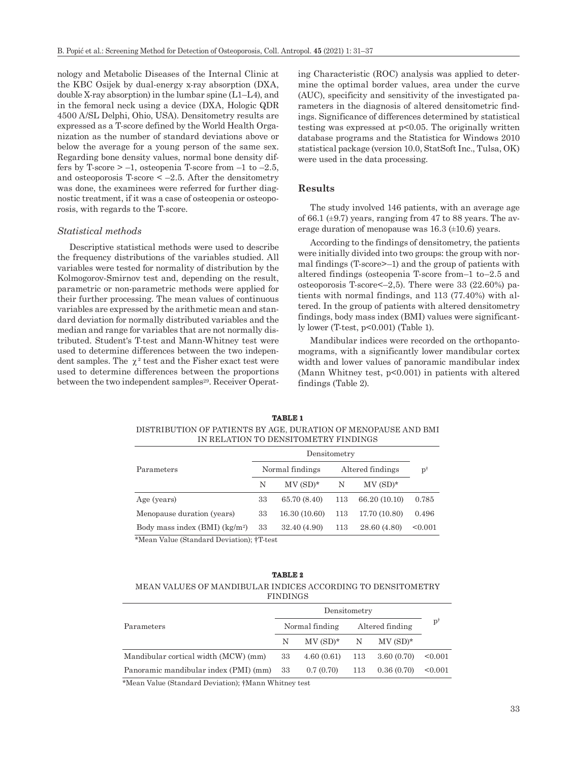nology and Metabolic Diseases of the Internal Clinic at the KBC Osijek by dual-energy x-ray absorption (DXA, double X-ray absorption) in the lumbar spine (L1–L4), and in the femoral neck using a device (DXA, Hologic QDR 4500 A/SL Delphi, Ohio, USA). Densitometry results are expressed as a T-score defined by the World Health Organization as the number of standard deviations above or below the average for a young person of the same sex. Regarding bone density values, normal bone density differs by T-score > –1, osteopenia T-score from –1 to –2.5, and osteoporosis T-score < –2.5. After the densitometry was done, the examinees were referred for further diagnostic treatment, if it was a case of osteopenia or osteoporosis, with regards to the T-score.

### *Statistical methods*

Descriptive statistical methods were used to describe the frequency distributions of the variables studied. All variables were tested for normality of distribution by the Kolmogorov-Smirnov test and, depending on the result, parametric or non-parametric methods were applied for their further processing. The mean values of continuous variables are expressed by the arithmetic mean and standard deviation for normally distributed variables and the median and range for variables that are not normally distributed. Student's T-test and Mann-Whitney test were used to determine differences between the two independent samples. The $\chi^2$ test and the Fisher exact test were used to determine differences between the proportions between the two independent samples[29]. Receiver Operating Characteristic (ROC) analysis was applied to determine the optimal border values, area under the curve (AUC), specificity and sensitivity of the investigated parameters in the diagnosis of altered densitometric findings. Significance of differences determined by statistical testing was expressed at $p<0.05$. The originally written database programs and the Statistica for Windows 2010 statistical package (version 10.0, StatSoft Inc., Tulsa, OK) were used in the data processing.

## Results

The study involved 146 patients, with an average age of 66.1 (±9.7) years, ranging from 47 to 88 years. The average duration of menopause was 16.3 (±10.6) years.

According to the findings of densitometry, the patients were initially divided into two groups: the group with normal findings (T-score>–1) and the group of patients with altered findings (osteopenia T-score from–1 to–2.5 and osteoporosis T-score<–2,5). There were 33 (22.60%) patients with normal findings, and 113 (77.40%) with altered. In the group of patients with altered densitometry findings, body mass index (BMI) values were significantly lower (T-test, $p<0.001$) (Table 1).

Mandibular indices were recorded on the orthopantomograms, with a significantly lower mandibular cortex width and lower values of panoramic mandibular index (Mann Whitney test, $p<0.001$) in patients with altered findings (Table 2).

**TABLE 1**
DISTRIBUTION OF PATIENTS BY AGE, DURATION OF MENOPAUSE AND BMI IN RELATION TO DENSITOMETRY FINDINGS

| Parameters | Densitometry | | | | p† |
|---|---|---|---|---|---|
| | Normal findings | | Altered findings | | |
| | N | MV (SD)* | N | MV (SD)* | |
| Age (years) | 33 | 65.70 (8.40) | 113 | 66.20 (10.10) | 0.785 |
| Menopause duration (years) | 33 | 16.30 (10.60) | 113 | 17.70 (10.80) | 0.496 |
| Body mass index (BMI) (kg/m$^2$) | 33 | 32.40 (4.90) | 113 | 28.60 (4.80) | <0.001 |

*Mean Value (Standard Deviation); †T-test

**TABLE 2**
MEAN VALUES OF MANDIBULAR INDICES ACCORDING TO DENSITOMETRY FINDINGS

| Parameters | Densitometry | | | | p† |
|---|---|---|---|---|---|
| | Normal finding | | Altered finding | | |
| | N | MV (SD)* | N | MV (SD)* | |
| Mandibular cortical width (MCW) (mm) | 33 | 4.60 (0.61) | 113 | 3.60 (0.70) | <0.001 |
| Panoramic mandibular index (PMI) (mm) | 33 | 0.7 (0.70) | 113 | 0.36 (0.70) | <0.001 |

*Mean Value (Standard Deviation); †Mann Whitney test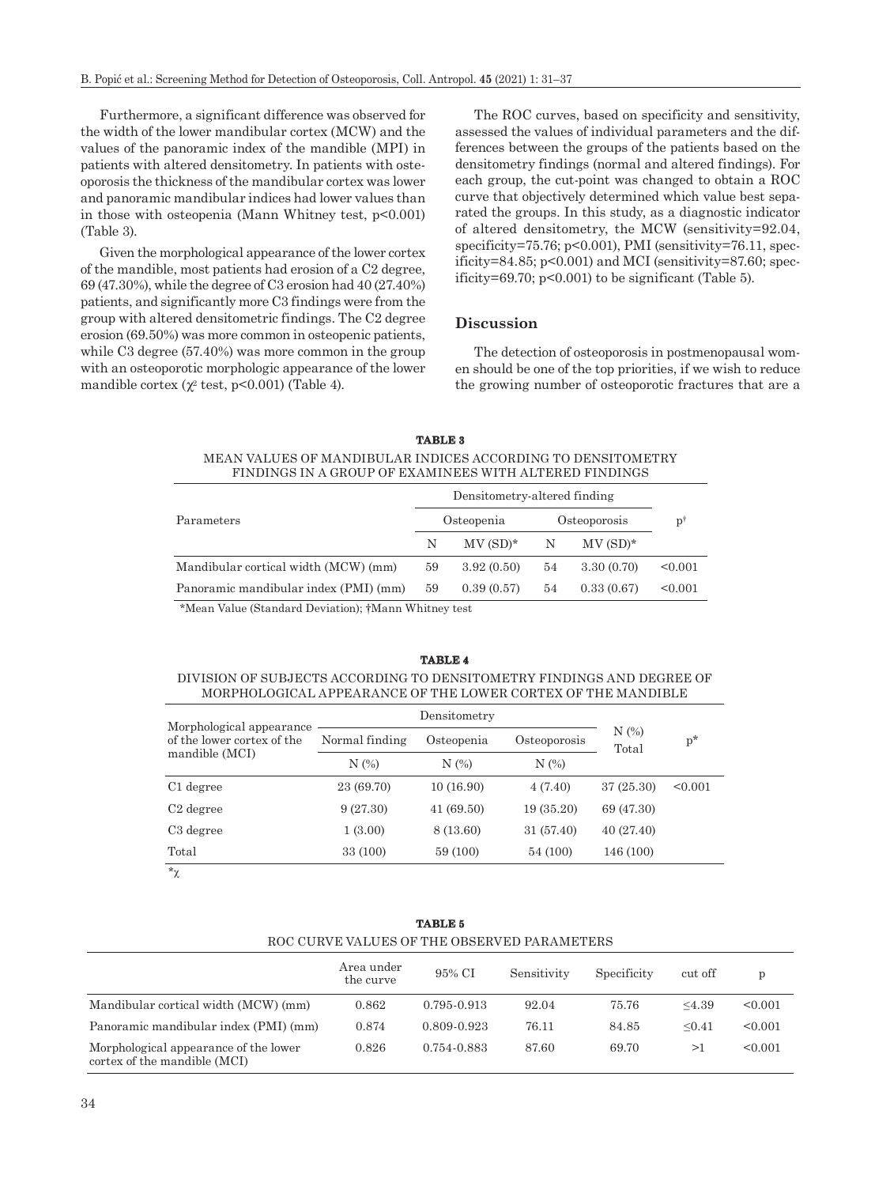Furthermore, a significant difference was observed for the width of the lower mandibular cortex (MCW) and the values of the panoramic index of the mandible (MPI) in patients with altered densitometry. In patients with osteoporosis the thickness of the mandibular cortex was lower and panoramic mandibular indices had lower values than in those with osteopenia (Mann Whitney test, $p<0.001$) (Table 3).

Given the morphological appearance of the lower cortex of the mandible, most patients had erosion of a C2 degree, 69 (47.30%), while the degree of C3 erosion had 40 (27.40%) patients, and significantly more C3 findings were from the group with altered densitometric findings. The C2 degree erosion (69.50%) was more common in osteopenic patients, while C3 degree (57.40%) was more common in the group with an osteoporotic morphologic appearance of the lower mandible cortex ($\chi^2$ test, $p<0.001$) (Table 4).

The ROC curves, based on specificity and sensitivity, assessed the values of individual parameters and the differences between the groups of the patients based on the densitometry findings (normal and altered findings). For each group, the cut-point was changed to obtain a ROC curve that objectively determined which value best separated the groups. In this study, as a diagnostic indicator of altered densitometry, the MCW (sensitivity=92.04, specificity=75.76; $p<0.001$), PMI (sensitivity=76.11, specificity=84.85; $p<0.001$) and MCI (sensitivity=87.60; specificity=69.70; $p<0.001$) to be significant (Table 5).

## Discussion

The detection of osteoporosis in postmenopausal women should be one of the top priorities, if we wish to reduce the growing number of osteoporotic fractures that are a

**TABLE 3**
MEAN VALUES OF MANDIBULAR INDICES ACCORDING TO DENSITOMETRY FINDINGS IN A GROUP OF EXAMINEES WITH ALTERED FINDINGS

| Parameters | Densitometry-altered finding | | | | p† |
|---|---|---|---|---|---|
| | Osteopenia | | Osteoporosis | | |
| | N | MV (SD)* | N | MV (SD)* | |
| Mandibular cortical width (MCW) (mm) | 59 | 3.92 (0.50) | 54 | 3.30 (0.70) | <0.001 |
| Panoramic mandibular index (PMI) (mm) | 59 | 0.39 (0.57) | 54 | 0.33 (0.67) | <0.001 |

*Mean Value (Standard Deviation); †Mann Whitney test

**TABLE 4**
DIVISION OF SUBJECTS ACCORDING TO DENSITOMETRY FINDINGS AND DEGREE OF MORPHOLOGICAL APPEARANCE OF THE LOWER CORTEX OF THE MANDIBLE

| Morphological appearance of the lower cortex of the mandible (MCI) | Densitometry | | | N (%) Total | p* |
|---|---|---|---|---|---|
| | Normal finding | Osteopenia | Osteoporosis | | |
| | N (%) | N (%) | N (%) | | |
| C1 degree | 23 (69.70) | 10 (16.90) | 4 (7.40) | 37 (25.30) | <0.001 |
| C2 degree | 9 (27.30) | 41 (69.50) | 19 (35.20) | 69 (47.30) | |
| C3 degree | 1 (3.00) | 8 (13.60) | 31 (57.40) | 40 (27.40) | |
| Total | 33 (100) | 59 (100) | 54 (100) | 146 (100) | |

*$\chi$

**TABLE 5**
ROC CURVE VALUES OF THE OBSERVED PARAMETERS

| | Area under the curve | 95% CI | Sensitivity | Specificity | cut off | p |
|---|---|---|---|---|---|---|
| Mandibular cortical width (MCW) (mm) | 0.862 | 0.795-0.913 | 92.04 | 75.76 | ≤4.39 | <0.001 |
| Panoramic mandibular index (PMI) (mm) | 0.874 | 0.809-0.923 | 76.11 | 84.85 | ≤0.41 | <0.001 |
| Morphological appearance of the lower cortex of the mandible (MCI) | 0.826 | 0.754-0.883 | 87.60 | 69.70 | >1 | <0.001 |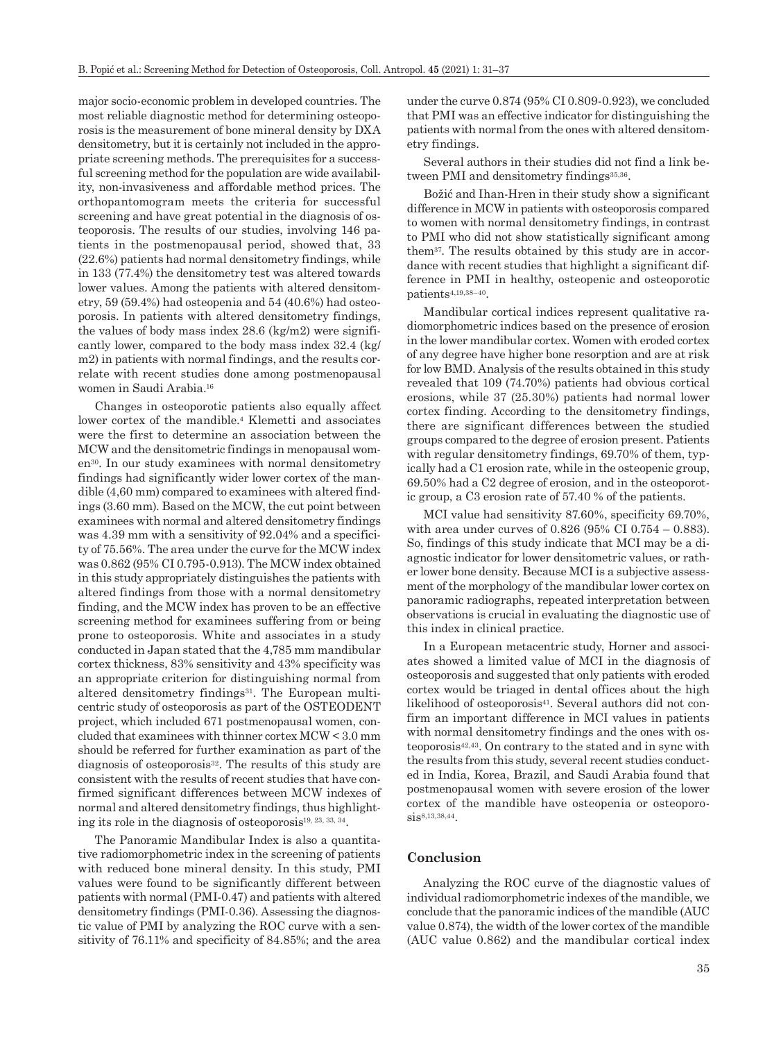major socio-economic problem in developed countries. The most reliable diagnostic method for determining osteoporosis is the measurement of bone mineral density by DXA densitometry, but it is certainly not included in the appropriate screening methods. The prerequisites for a successful screening method for the population are wide availability, non-invasiveness and affordable method prices. The orthopantomogram meets the criteria for successful screening and have great potential in the diagnosis of osteoporosis. The results of our studies, involving 146 patients in the postmenopausal period, showed that, 33 (22.6%) patients had normal densitometry findings, while in 133 (77.4%) the densitometry test was altered towards lower values. Among the patients with altered densitometry, 59 (59.4%) had osteopenia and 54 (40.6%) had osteoporosis. In patients with altered densitometry findings, the values of body mass index 28.6 (kg/m2) were significantly lower, compared to the body mass index 32.4 (kg/m2) in patients with normal findings, and the results correlate with recent studies done among postmenopausal women in Saudi Arabia.[16]

Changes in osteoporotic patients also equally affect lower cortex of the mandible.[4] Klemetti and associates were the first to determine an association between the MCW and the densitometric findings in menopausal women[30]. In our study examinees with normal densitometry findings had significantly wider lower cortex of the mandible (4,60 mm) compared to examinees with altered findings (3.60 mm). Based on the MCW, the cut point between examinees with normal and altered densitometry findings was 4.39 mm with a sensitivity of 92.04% and a specificity of 75.56%. The area under the curve for the MCW index was 0.862 (95% CI 0.795-0.913). The MCW index obtained in this study appropriately distinguishes the patients with altered findings from those with a normal densitometry finding, and the MCW index has proven to be an effective screening method for examinees suffering from or being prone to osteoporosis. White and associates in a study conducted in Japan stated that the 4,785 mm mandibular cortex thickness, 83% sensitivity and 43% specificity was an appropriate criterion for distinguishing normal from altered densitometry findings[31]. The European multicentric study of osteoporosis as part of the OSTEODENT project, which included 671 postmenopausal women, concluded that examinees with thinner cortex MCW < 3.0 mm should be referred for further examination as part of the diagnosis of osteoporosis[32]. The results of this study are consistent with the results of recent studies that have confirmed significant differences between MCW indexes of normal and altered densitometry findings, thus highlighting its role in the diagnosis of osteoporosis[19, 23, 33, 34].

The Panoramic Mandibular Index is also a quantitative radiomorphometric index in the screening of patients with reduced bone mineral density. In this study, PMI values were found to be significantly different between patients with normal (PMI-0.47) and patients with altered densitometry findings (PMI-0.36). Assessing the diagnostic value of PMI by analyzing the ROC curve with a sensitivity of 76.11% and specificity of 84.85%; and the area under the curve 0.874 (95% CI 0.809-0.923), we concluded that PMI was an effective indicator for distinguishing the patients with normal from the ones with altered densitometry findings.

Several authors in their studies did not find a link between PMI and densitometry findings[35,36].

Božić and Ihan-Hren in their study show a significant difference in MCW in patients with osteoporosis compared to women with normal densitometry findings, in contrast to PMI who did not show statistically significant among them[37]. The results obtained by this study are in accordance with recent studies that highlight a significant difference in PMI in healthy, osteopenic and osteoporotic patients[4,19,38–40].

Mandibular cortical indices represent qualitative radiomorphometric indices based on the presence of erosion in the lower mandibular cortex. Women with eroded cortex of any degree have higher bone resorption and are at risk for low BMD. Analysis of the results obtained in this study revealed that 109 (74.70%) patients had obvious cortical erosions, while 37 (25.30%) patients had normal lower cortex finding. According to the densitometry findings, there are significant differences between the studied groups compared to the degree of erosion present. Patients with regular densitometry findings, 69.70% of them, typically had a C1 erosion rate, while in the osteopenic group, 69.50% had a C2 degree of erosion, and in the osteoporotic group, a C3 erosion rate of 57.40 % of the patients.

MCI value had sensitivity 87.60%, specificity 69.70%, with area under curves of 0.826 (95% CI 0.754 – 0.883). So, findings of this study indicate that MCI may be a diagnostic indicator for lower densitometric values, or rather lower bone density. Because MCI is a subjective assessment of the morphology of the mandibular lower cortex on panoramic radiographs, repeated interpretation between observations is crucial in evaluating the diagnostic use of this index in clinical practice.

In a European metacentric study, Horner and associates showed a limited value of MCI in the diagnosis of osteoporosis and suggested that only patients with eroded cortex would be triaged in dental offices about the high likelihood of osteoporosis[41]. Several authors did not confirm an important difference in MCI values in patients with normal densitometry findings and the ones with osteoporosis[42,43]. On contrary to the stated and in sync with the results from this study, several recent studies conducted in India, Korea, Brazil, and Saudi Arabia found that postmenopausal women with severe erosion of the lower cortex of the mandible have osteopenia or osteoporosis[8,13,38,44].

## Conclusion

Analyzing the ROC curve of the diagnostic values of individual radiomorphometric indexes of the mandible, we conclude that the panoramic indices of the mandible (AUC value 0.874), the width of the lower cortex of the mandible (AUC value 0.862) and the mandibular cortical index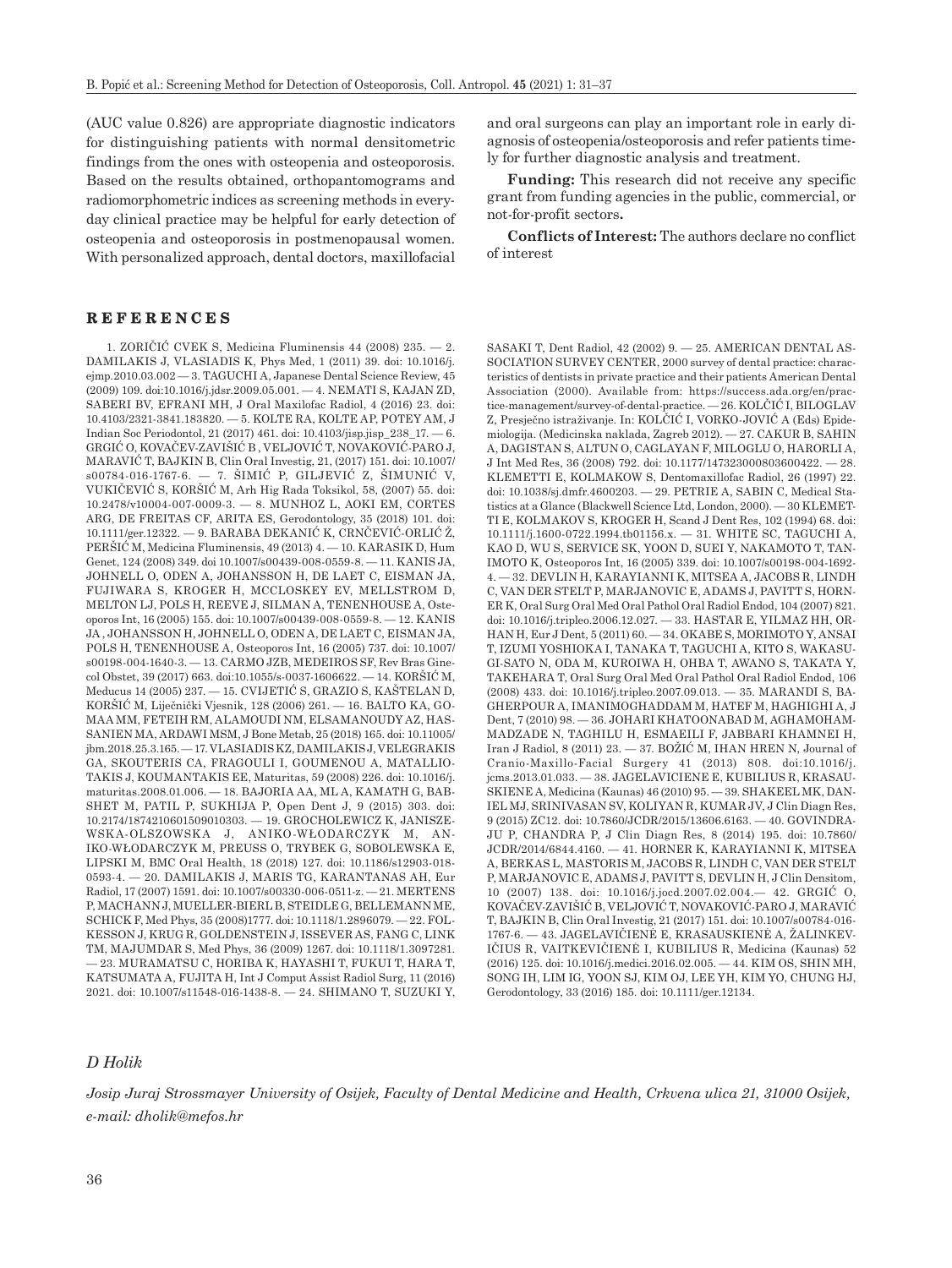(AUC value 0.826) are appropriate diagnostic indicators for distinguishing patients with normal densitometric findings from the ones with osteopenia and osteoporosis. Based on the results obtained, orthopantomograms and radiomorphometric indices as screening methods in everyday clinical practice may be helpful for early detection of osteopenia and osteoporosis in postmenopausal women. With personalized approach, dental doctors, maxillofacial and oral surgeons can play an important role in early diagnosis of osteopenia/osteoporosis and refer patients timely for further diagnostic analysis and treatment.

**Funding:** This research did not receive any specific grant from funding agencies in the public, commercial, or not-for-profit sectors**.**

**Conflicts of Interest:** The authors declare no conflict of interest

## REFERENCES

1. ZORIČIĆ CVEK S, Medicina Fluminensis 44 (2008) 235. — 2. DAMILAKIS J, VLASIADIS K, Phys Med, 1 (2011) 39. doi: 10.1016/j.ejmp.2010.03.002 — 3. TAGUCHI A, Japanese Dental Science Review, 45 (2009) 109. doi:10.1016/j.jdsr.2009.05.001. — 4. NEMATI S, KAJAN ZD, SABERI BV, EFRANI MH, J Oral Maxilofac Radiol, 4 (2016) 23. doi: 10.4103/2321-3841.183820. — 5. KOLTE RA, KOLTE AP, POTEY AM, J Indian Soc Periodontol, 21 (2017) 461. doi: 10.4103/jisp.jisp_238_17. — 6. GRGIĆ O, KOVAČEV-ZAVIŠIĆ B , VELJOVIĆ T, NOVAKOVIĆ-PARO J, MARAVIĆ T, BAJKIN B, Clin Oral Investig, 21, (2017) 151. doi: 10.1007/s00784-016-1767-6. — 7. ŠIMIĆ P, GILJEVIĆ Z, ŠIMUNIĆ V, VUKIČEVIĆ S, KORŠIĆ M, Arh Hig Rada Toksikol, 58, (2007) 55. doi: 10.2478/v10004-007-0009-3. — 8. MUNHOZ L, AOKI EM, CORTES ARG, DE FREITAS CF, ARITA ES, Gerodontology, 35 (2018) 101. doi: 10.1111/ger.12322. — 9. BARABA DEKANIĆ K, CRNČEVIĆ-ORLIĆ Ž, PERŠIĆ M, Medicina Fluminensis, 49 (2013) 4. — 10. KARASIK D, Hum Genet, 124 (2008) 349. doi 10.1007/s00439-008-0559-8. — 11. KANIS JA, JOHNELL O, ODEN A, JOHANSSON H, DE LAET C, EISMAN JA, FUJIWARA S, KROGER H, MCCLOSKEY EV, MELLSTROM D, MELTON LJ, POLS H, REEVE J, SILMAN A, TENENHOUSE A, Osteoporos Int, 16 (2005) 155. doi: 10.1007/s00439-008-0559-8. — 12. KANIS JA , JOHANSSON H, JOHNELL O, ODEN A, DE LAET C, EISMAN JA, POLS H, TENENHOUSE A, Osteoporos Int, 16 (2005) 737. doi: 10.1007/s00198-004-1640-3. — 13. CARMO JZB, MEDEIROS SF, Rev Bras Ginecol Obstet, 39 (2017) 663. doi:10.1055/s-0037-1606622. — 14. KORŠIĆ M, Meducus 14 (2005) 237. — 15. CVIJETIĆ S, GRAZIO S, KAŠTELAN D, KORŠIĆ M, Liječnički Vjesnik, 128 (2006) 261. — 16. BALTO KA, GOMAA MM, FETEIH RM, ALAMOUDI NM, ELSAMANOUDY AZ, HASSANIEN MA, ARDAWI MSM, J Bone Metab, 25 (2018) 165. doi: 10.11005/jbm.2018.25.3.165. — 17. VLASIADIS KZ, DAMILAKIS J, VELEGRAKIS GA, SKOUTERIS CA, FRAGOULI I, GOUMENOU A, MATALLIOTAKIS J, KOUMANTAKIS EE, Maturitas, 59 (2008) 226. doi: 10.1016/j.maturitas.2008.01.006. — 18. BAJORIA AA, ML A, KAMATH G, BABSHET M, PATIL P, SUKHIJA P, Open Dent J, 9 (2015) 303. doi: 10.2174/1874210601509010303. — 19. GROCHOLEWICZ K, JANISZEWSKA-OLSZOWSKA J, ANIKO-WŁODARCZYK M, ANIKO-WŁODARCZYK M, PREUSS O, TRYBEK G, SOBOLEWSKA E, LIPSKI M, BMC Oral Health, 18 (2018) 127. doi: 10.1186/s12903-018-0593-4. — 20. DAMILAKIS J, MARIS TG, KARANTANAS AH, Eur Radiol, 17 (2007) 1591. doi: 10.1007/s00330-006-0511-z. — 21. MERTENS P, MACHANN J, MUELLER-BIERL B, STEIDLE G, BELLEMANN ME, SCHICK F, Med Phys, 35 (2008)1777. doi: 10.1118/1.2896079. — 22. FOLKESSON J, KRUG R, GOLDENSTEIN J, ISSEVER AS, FANG C, LINK TM, MAJUMDAR S, Med Phys, 36 (2009) 1267. doi: 10.1118/1.3097281. — 23. MURAMATSU C, HORIBA K, HAYASHI T, FUKUI T, HARA T, KATSUMATA A, FUJITA H, Int J Comput Assist Radiol Surg, 11 (2016) 2021. doi: 10.1007/s11548-016-1438-8. — 24. SHIMANO T, SUZUKI Y, SASAKI T, Dent Radiol, 42 (2002) 9. — 25. AMERICAN DENTAL ASSOCIATION SURVEY CENTER, 2000 survey of dental practice: characteristics of dentists in private practice and their patients American Dental Association (2000). Available from: https://success.ada.org/en/practice-management/survey-of-dental-practice. — 26. KOLČIĆ I, BILOGLAV Z, Presječno istraživanje. In: KOLČIĆ I, VORKO-JOVIĆ A (Eds) Epidemiologija. (Medicinska naklada, Zagreb 2012). — 27. CAKUR B, SAHIN A, DAGISTAN S, ALTUN O, CAGLAYAN F, MILOGLU O, HARORLI A, J Int Med Res, 36 (2008) 792. doi: 10.1177/147323000803600422. — 28. KLEMETTI E, KOLMAKOW S, Dentomaxillofac Radiol, 26 (1997) 22. doi: 10.1038/sj.dmfr.4600203. — 29. PETRIE A, SABIN C, Medical Statistics at a Glance (Blackwell Science Ltd, London, 2000). — 30 KLEMETTI E, KOLMAKOV S, KROGER H, Scand J Dent Res, 102 (1994) 68. doi: 10.1111/j.1600-0722.1994.tb01156.x. — 31. WHITE SC, TAGUCHI A, KAO D, WU S, SERVICE SK, YOON D, SUEI Y, NAKAMOTO T, TANIMOTO K, Osteoporos Int, 16 (2005) 339. doi: 10.1007/s00198-004-1692-4. — 32. DEVLIN H, KARAYIANNI K, MITSEA A, JACOBS R, LINDH C, VAN DER STELT P, MARJANOVIC E, ADAMS J, PAVITT S, HORNER K, Oral Surg Oral Med Oral Pathol Oral Radiol Endod, 104 (2007) 821. doi: 10.1016/j.tripleo.2006.12.027. — 33. HASTAR E, YILMAZ HH, ORHAN H, Eur J Dent, 5 (2011) 60. — 34. OKABE S, MORIMOTO Y, ANSAI T, IZUMI YOSHIOKA I, TANAKA T, TAGUCHI A, KITO S, WAKASUGI-SATO N, ODA M, KUROIWA H, OHBA T, AWANO S, TAKATA Y, TAKEHARA T, Oral Surg Oral Med Oral Pathol Oral Radiol Endod, 106 (2008) 433. doi: 10.1016/j.tripleo.2007.09.013. — 35. MARANDI S, BAGHERPOUR A, IMANIMOGHADDAM M, HATEF M, HAGHIGHI A, J Dent, 7 (2010) 98. — 36. JOHARI KHATOONABAD M, AGHAMOHAMMADZADE N, TAGHILU H, ESMAEILI F, JABBARI KHAMNEI H, Iran J Radiol, 8 (2011) 23. — 37. BOŽIĆ M, IHAN HREN N, Journal of Cranio-Maxillo-Facial Surgery 41 (2013) 808. doi:10.1016/j.jcms.2013.01.033. — 38. JAGELAVICIENE E, KUBILIUS R, KRASAUSKIENE A, Medicina (Kaunas) 46 (2010) 95. — 39. SHAKEEL MK, DANIEL MJ, SRINIVASAN SV, KOLIYAN R, KUMAR JV, J Clin Diagn Res, 9 (2015) ZC12. doi: 10.7860/JCDR/2015/13606.6163. — 40. GOVINDRAJU P, CHANDRA P, J Clin Diagn Res, 8 (2014) 195. doi: 10.7860/JCDR/2014/6844.4160. — 41. HORNER K, KARAYIANNI K, MITSEA A, BERKAS L, MASTORIS M, JACOBS R, LINDH C, VAN DER STELT P, MARJANOVIC E, ADAMS J, PAVITT S, DEVLIN H, J Clin Densitom, 10 (2007) 138. doi: 10.1016/j.jocd.2007.02.004.— 42. GRGIĆ O, KOVAČEV-ZAVIŠIĆ B, VELJOVIĆ T, NOVAKOVIĆ-PARO J, MARAVIĆ T, BAJKIN B, Clin Oral Investig, 21 (2017) 151. doi: 10.1007/s00784-016-1767-6. — 43. JAGELAVIČIENĖ E, KRASAUSKIENĖ A, ŽALINKEVIČIUS R, VAITKEVIČIENĖ I, KUBILIUS R, Medicina (Kaunas) 52 (2016) 125. doi: 10.1016/j.medici.2016.02.005. — 44. KIM OS, SHIN MH, SONG IH, LIM IG, YOON SJ, KIM OJ, LEE YH, KIM YO, CHUNG HJ, Gerodontology, 33 (2016) 185. doi: 10.1111/ger.12134.

*D Holik*

*Josip Juraj Strossmayer University of Osijek, Faculty of Dental Medicine and Health, Crkvena ulica 21, 31000 Osijek, e-mail: dholik@mefos.hr*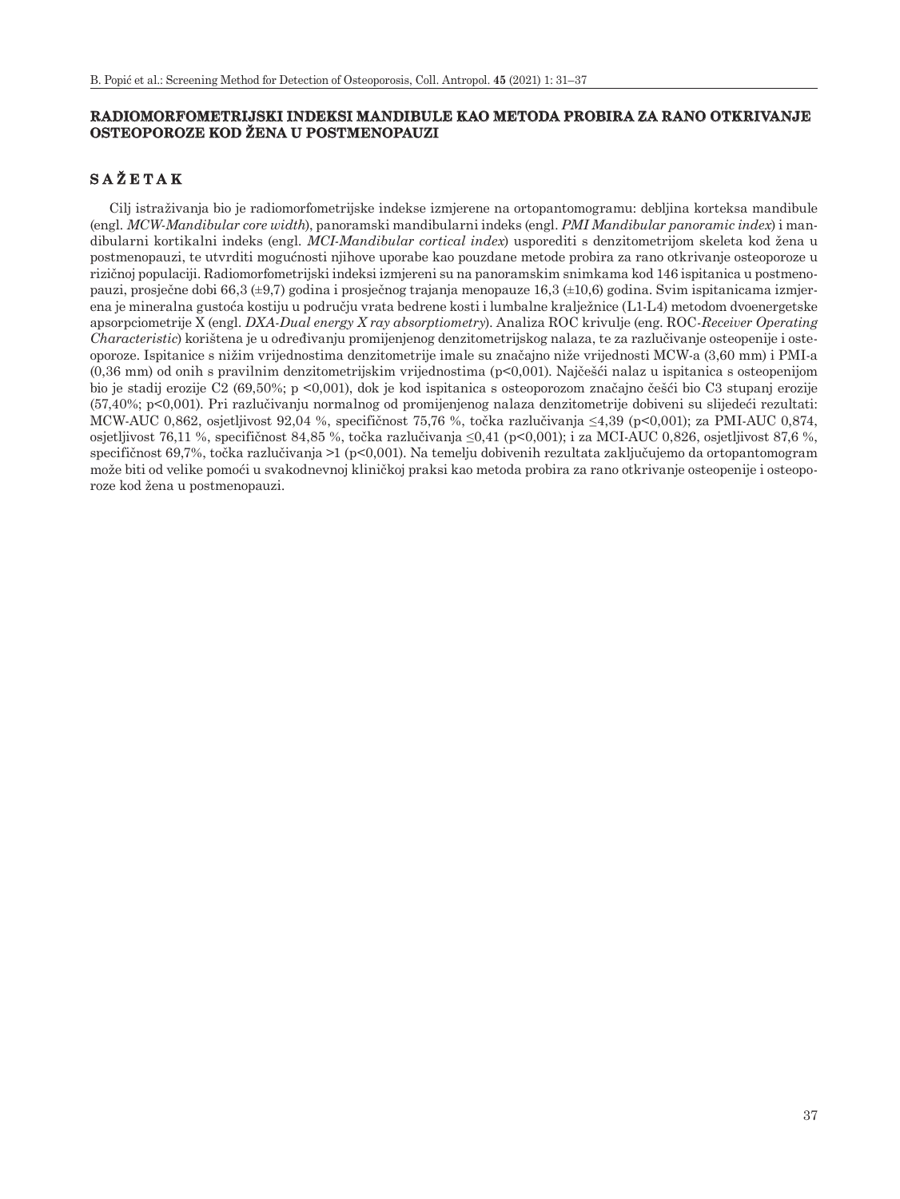# RADIOMORFOMETRIJSKI INDEKSI MANDIBULE KAO METODA PROBIRA ZA RANO OTKRIVANJE OSTEOPOROZE KOD ŽENA U POSTMENOPAUZI

## SAŽETAK

Cilj istraživanja bio je radiomorfometrijske indekse izmjerene na ortopantomogramu: debljina korteksa mandibule (engl. *MCW-Mandibular core width*), panoramski mandibularni indeks (engl. *PMI Mandibular panoramic index*) i mandibularni kortikalni indeks (engl. *MCI-Mandibular cortical index*) usporediti s denzitometrijom skeleta kod žena u postmenopauzi, te utvrditi mogućnosti njihove uporabe kao pouzdane metode probira za rano otkrivanje osteoporoze u rizičnoj populaciji. Radiomorfometrijski indeksi izmjereni su na panoramskim snimkama kod 146 ispitanica u postmenopauzi, prosječne dobi 66,3 (±9,7) godina i prosječnog trajanja menopauze 16,3 (±10,6) godina. Svim ispitanicama izmjerena je mineralna gustoća kostiju u području vrata bedrene kosti i lumbalne kralježnice (L1-L4) metodom dvoenergetske apsorpciometrije X (engl. *DXA-Dual energy X ray absorptiometry*). Analiza ROC krivulje (eng. ROC-*Receiver Operating Characteristic*) korištena je u određivanju promijenjenog denzitometrijskog nalaza, te za razlučivanje osteopenije i osteoporoze. Ispitanice s nižim vrijednostima denzitometrije imale su značajno niže vrijednosti MCW-a (3,60 mm) i PMI-a (0,36 mm) od onih s pravilnim denzitometrijskim vrijednostima ($p<0,001$). Najčešći nalaz u ispitanica s osteopenijom bio je stadij erozije C2 (69,50%; $p<0,001$), dok je kod ispitanica s osteoporozom značajno češći bio C3 stupanj erozije (57,40%; $p<0,001$). Pri razlučivanju normalnog od promijenjenog nalaza denzitometrije dobiveni su slijedeći rezultati: MCW-AUC 0,862, osjetljivost 92,04 %, specifičnost 75,76 %, točka razlučivanja ≤4,39 ($p<0,001$); za PMI-AUC 0,874, osjetljivost 76,11 %, specifičnost 84,85 %, točka razlučivanja ≤0,41 ($p<0,001$); i za MCI-AUC 0,826, osjetljivost 87,6 %, specifičnost 69,7%, točka razlučivanja >1 ($p<0,001$). Na temelju dobivenih rezultata zaključujemo da ortopantomogram može biti od velike pomoći u svakodnevnoj kliničkoj praksi kao metoda probira za rano otkrivanje osteopenije i osteoporoze kod žena u postmenopauzi.